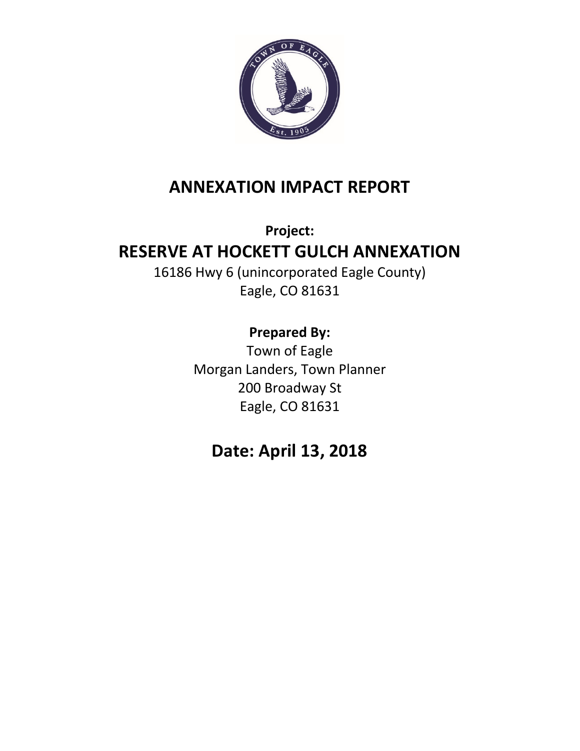# ANNEXATION IMPACT REPORT

**Project:**

## RESERVE AT HOCKETT GULCH ANNEXATION

16186 Hwy 6 (unincorporated Eagle County)
Eagle, CO 81631

**Prepared By:**

Town of Eagle
Morgan Landers, Town Planner
200 Broadway St
Eagle, CO 81631

## Date: April 13, 2018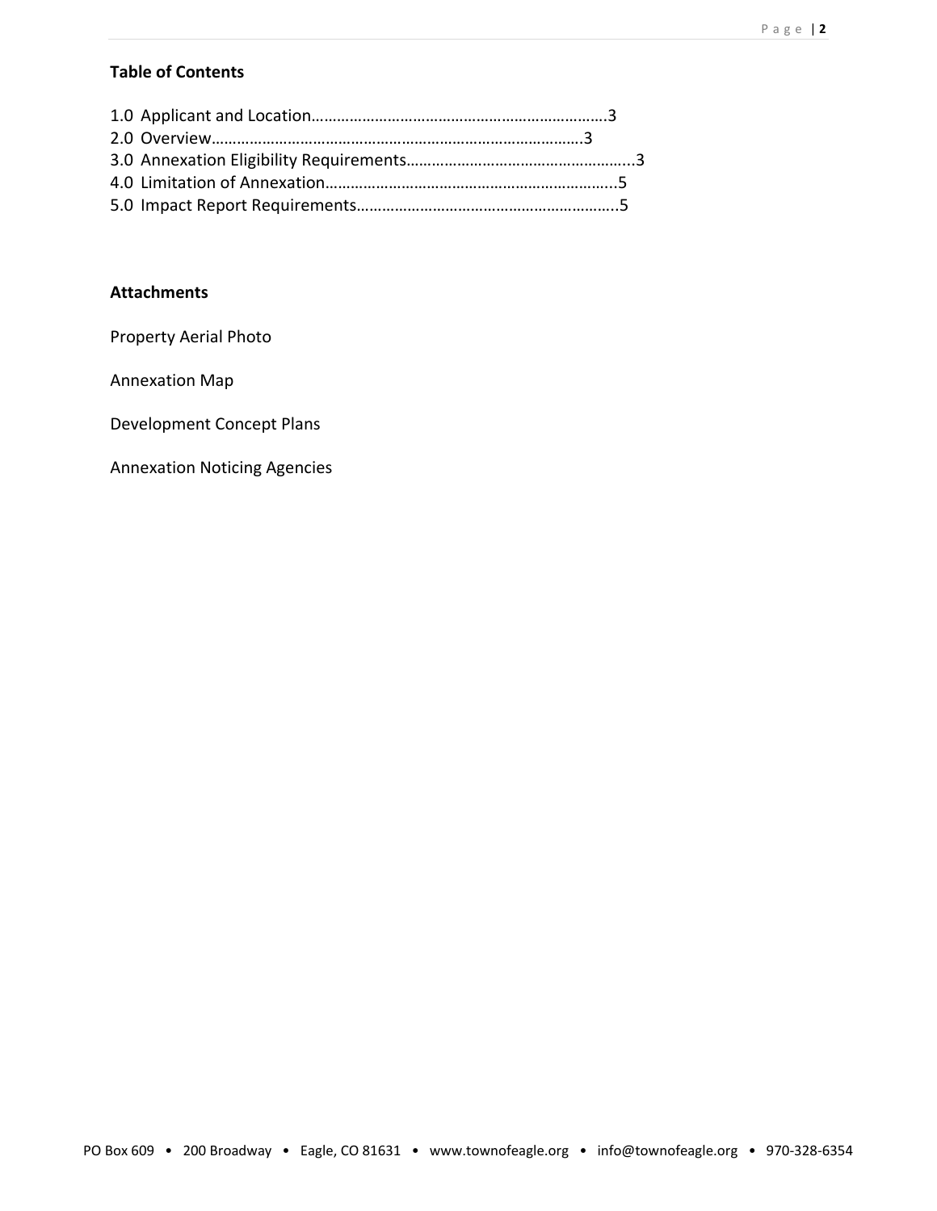**Table of Contents**

1.0 Applicant and Location……………………………………………………………3
2.0 Overview…………………………………………………………………………3
3.0 Annexation Eligibility Requirements……………………………………………...3
4.0 Limitation of Annexation…………………………………………………………..5
5.0 Impact Report Requirements……………………………………………………..5

**Attachments**

Property Aerial Photo

Annexation Map

Development Concept Plans

Annexation Noticing Agencies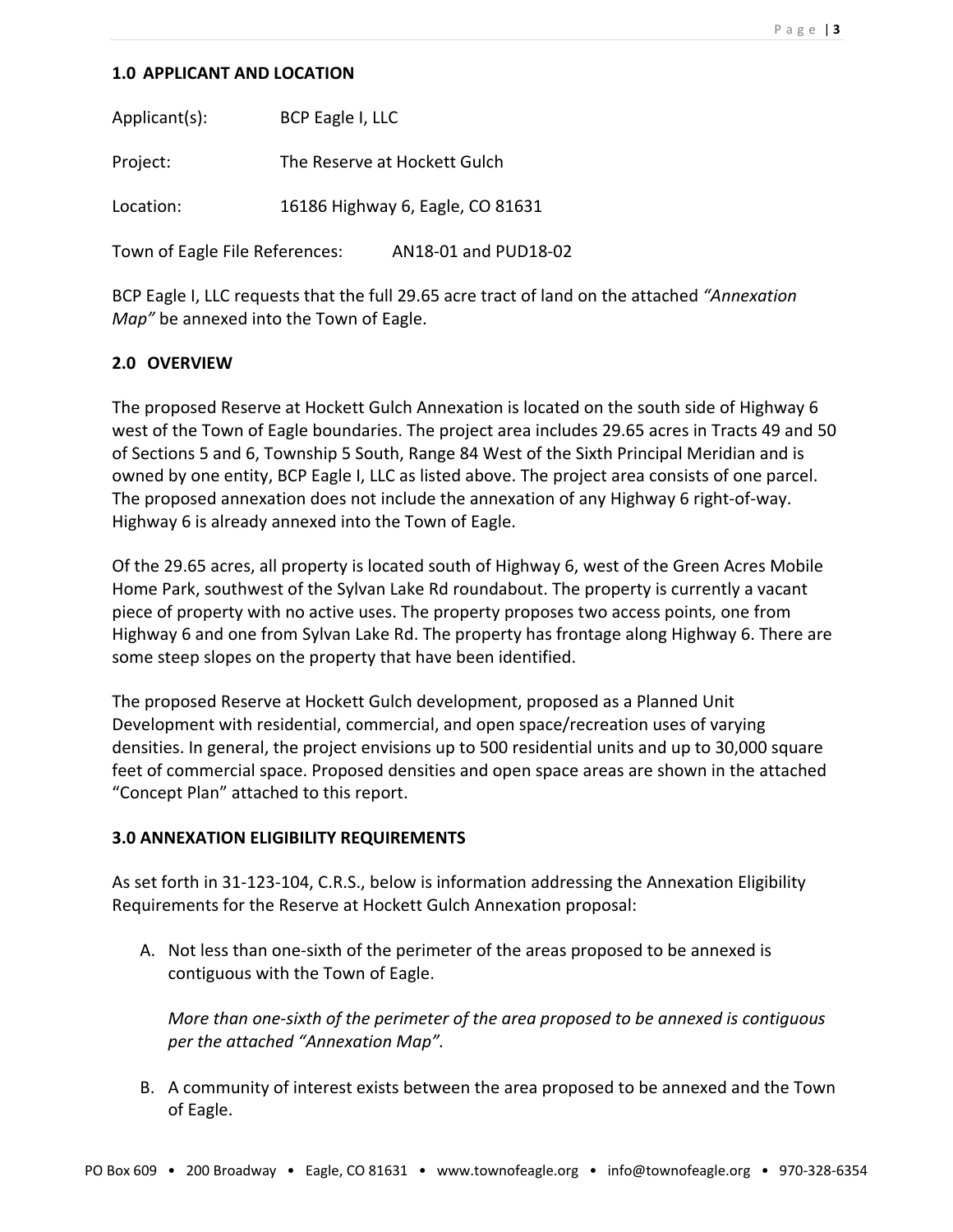### 1.0 APPLICANT AND LOCATION

Applicant(s): BCP Eagle I, LLC

Project: The Reserve at Hockett Gulch

Location: 16186 Highway 6, Eagle, CO 81631

Town of Eagle File References: AN18-01 and PUD18-02

BCP Eagle I, LLC requests that the full 29.65 acre tract of land on the attached *"Annexation Map"* be annexed into the Town of Eagle.

### 2.0 OVERVIEW

The proposed Reserve at Hockett Gulch Annexation is located on the south side of Highway 6 west of the Town of Eagle boundaries. The project area includes 29.65 acres in Tracts 49 and 50 of Sections 5 and 6, Township 5 South, Range 84 West of the Sixth Principal Meridian and is owned by one entity, BCP Eagle I, LLC as listed above. The project area consists of one parcel. The proposed annexation does not include the annexation of any Highway 6 right-of-way. Highway 6 is already annexed into the Town of Eagle.

Of the 29.65 acres, all property is located south of Highway 6, west of the Green Acres Mobile Home Park, southwest of the Sylvan Lake Rd roundabout. The property is currently a vacant piece of property with no active uses. The property proposes two access points, one from Highway 6 and one from Sylvan Lake Rd. The property has frontage along Highway 6. There are some steep slopes on the property that have been identified.

The proposed Reserve at Hockett Gulch development, proposed as a Planned Unit Development with residential, commercial, and open space/recreation uses of varying densities. In general, the project envisions up to 500 residential units and up to 30,000 square feet of commercial space. Proposed densities and open space areas are shown in the attached "Concept Plan" attached to this report.

### 3.0 ANNEXATION ELIGIBILITY REQUIREMENTS

As set forth in 31-123-104, C.R.S., below is information addressing the Annexation Eligibility Requirements for the Reserve at Hockett Gulch Annexation proposal:

A. Not less than one-sixth of the perimeter of the areas proposed to be annexed is contiguous with the Town of Eagle.

   *More than one-sixth of the perimeter of the area proposed to be annexed is contiguous per the attached "Annexation Map".*

B. A community of interest exists between the area proposed to be annexed and the Town of Eagle.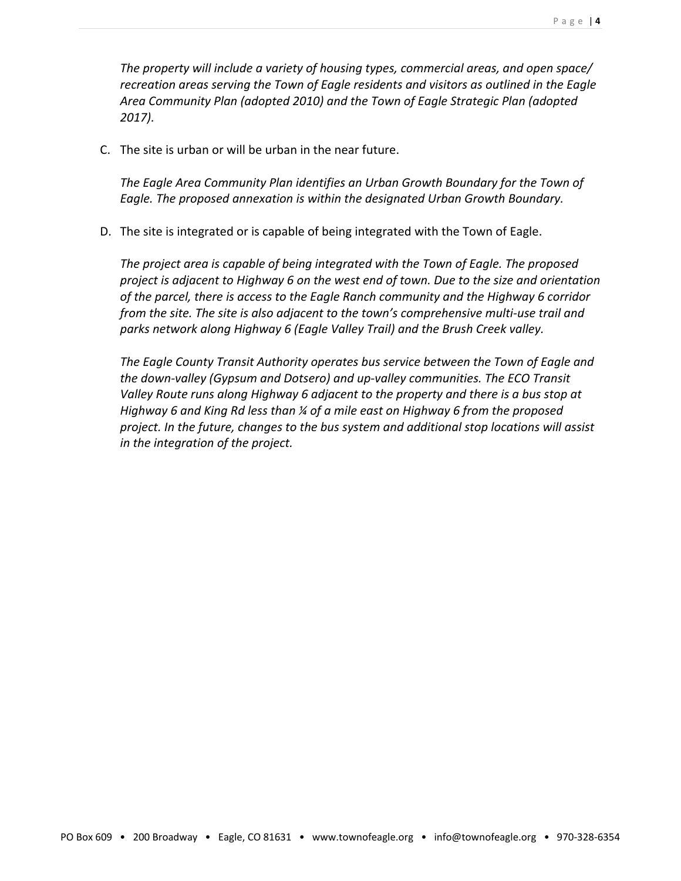*The property will include a variety of housing types, commercial areas, and open space/ recreation areas serving the Town of Eagle residents and visitors as outlined in the Eagle Area Community Plan (adopted 2010) and the Town of Eagle Strategic Plan (adopted 2017).*

C. The site is urban or will be urban in the near future.

   *The Eagle Area Community Plan identifies an Urban Growth Boundary for the Town of Eagle. The proposed annexation is within the designated Urban Growth Boundary.*

D. The site is integrated or is capable of being integrated with the Town of Eagle.

   *The project area is capable of being integrated with the Town of Eagle. The proposed project is adjacent to Highway 6 on the west end of town. Due to the size and orientation of the parcel, there is access to the Eagle Ranch community and the Highway 6 corridor from the site. The site is also adjacent to the town's comprehensive multi-use trail and parks network along Highway 6 (Eagle Valley Trail) and the Brush Creek valley.*

   *The Eagle County Transit Authority operates bus service between the Town of Eagle and the down-valley (Gypsum and Dotsero) and up-valley communities. The ECO Transit Valley Route runs along Highway 6 adjacent to the property and there is a bus stop at Highway 6 and King Rd less than ¼ of a mile east on Highway 6 from the proposed project. In the future, changes to the bus system and additional stop locations will assist in the integration of the project.*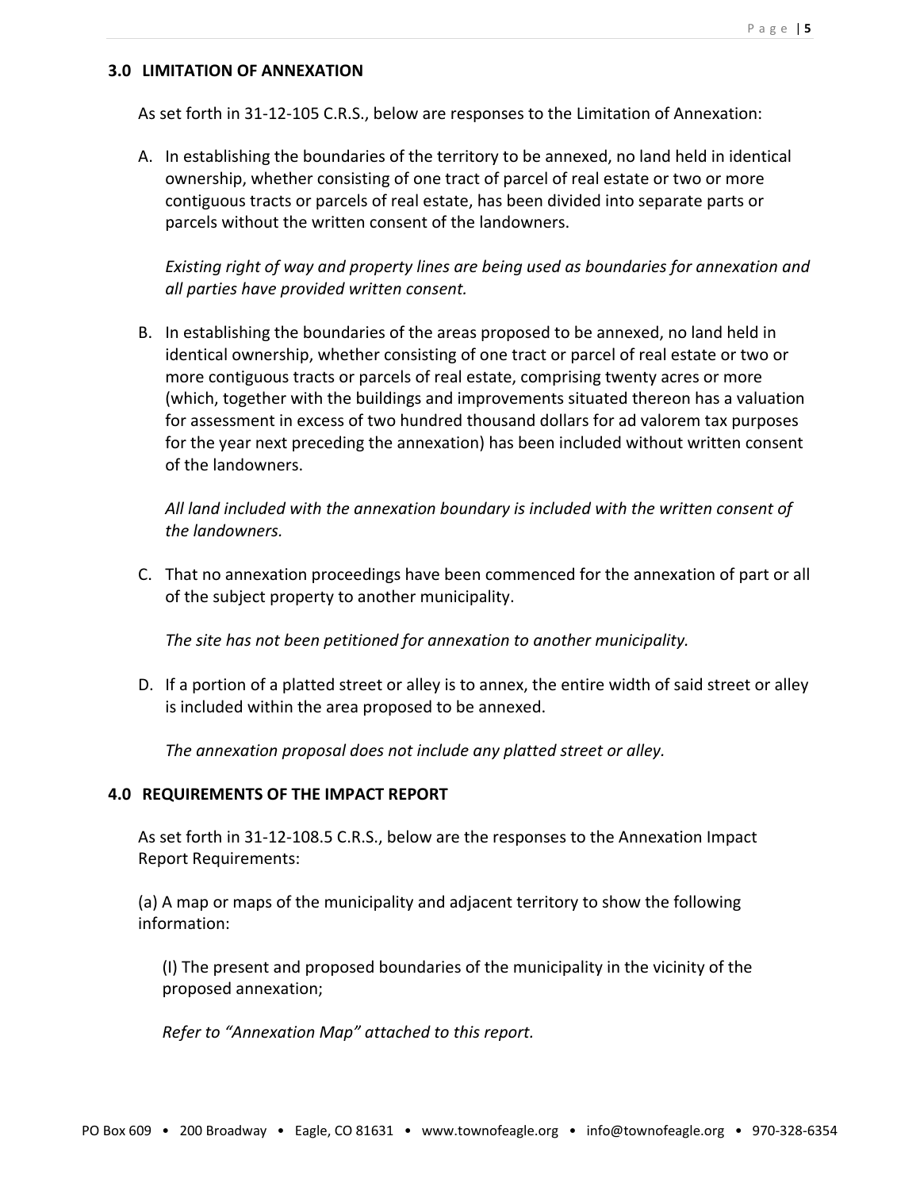## 3.0 LIMITATION OF ANNEXATION

As set forth in 31-12-105 C.R.S., below are responses to the Limitation of Annexation:

A. In establishing the boundaries of the territory to be annexed, no land held in identical ownership, whether consisting of one tract of parcel of real estate or two or more contiguous tracts or parcels of real estate, has been divided into separate parts or parcels without the written consent of the landowners.

   *Existing right of way and property lines are being used as boundaries for annexation and all parties have provided written consent.*

B. In establishing the boundaries of the areas proposed to be annexed, no land held in identical ownership, whether consisting of one tract or parcel of real estate or two or more contiguous tracts or parcels of real estate, comprising twenty acres or more (which, together with the buildings and improvements situated thereon has a valuation for assessment in excess of two hundred thousand dollars for ad valorem tax purposes for the year next preceding the annexation) has been included without written consent of the landowners.

   *All land included with the annexation boundary is included with the written consent of the landowners.*

C. That no annexation proceedings have been commenced for the annexation of part or all of the subject property to another municipality.

   *The site has not been petitioned for annexation to another municipality.*

D. If a portion of a platted street or alley is to annex, the entire width of said street or alley is included within the area proposed to be annexed.

   *The annexation proposal does not include any platted street or alley.*

## 4.0 REQUIREMENTS OF THE IMPACT REPORT

As set forth in 31-12-108.5 C.R.S., below are the responses to the Annexation Impact Report Requirements:

(a) A map or maps of the municipality and adjacent territory to show the following information:

(I) The present and proposed boundaries of the municipality in the vicinity of the proposed annexation;

*Refer to "Annexation Map" attached to this report.*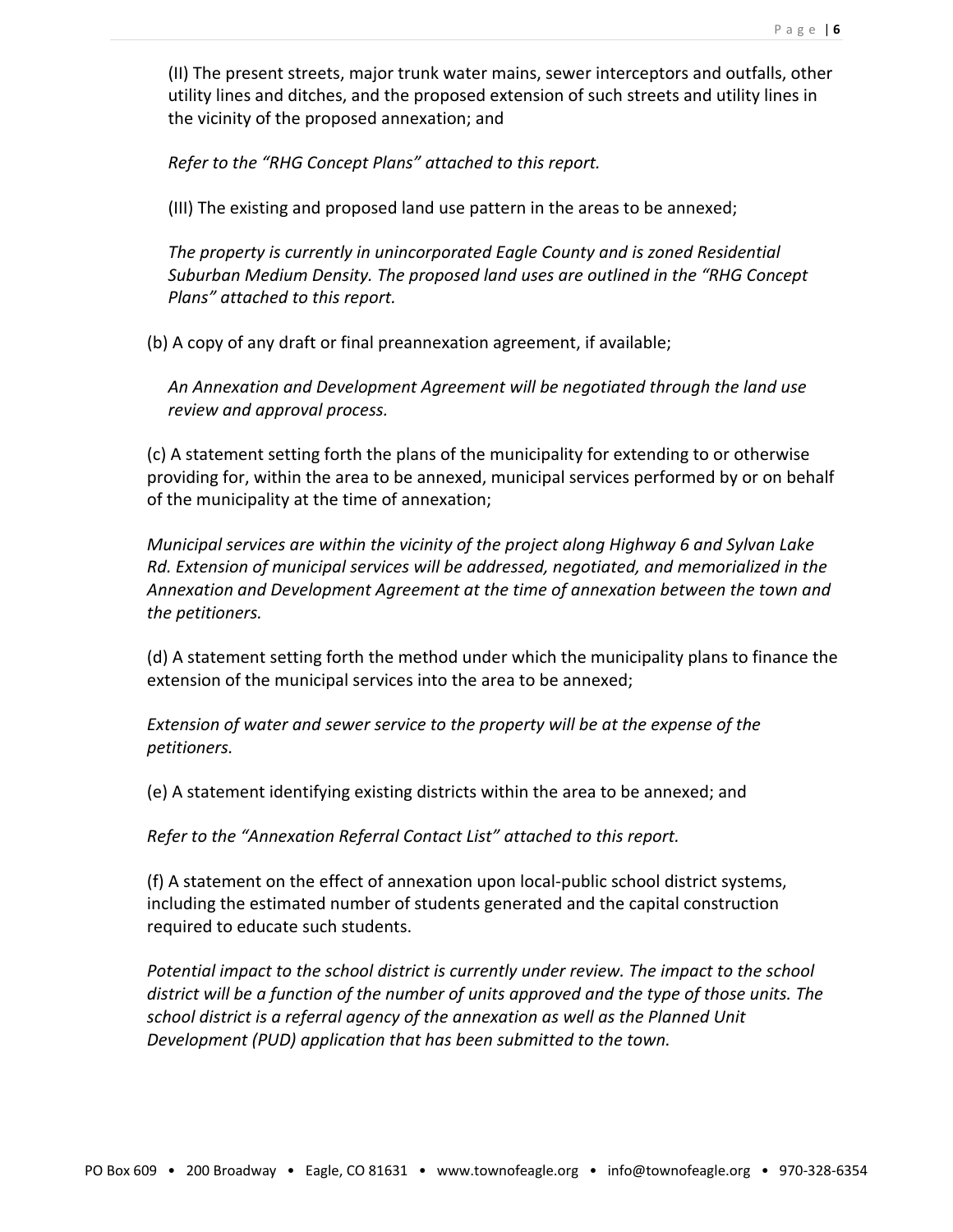(II) The present streets, major trunk water mains, sewer interceptors and outfalls, other utility lines and ditches, and the proposed extension of such streets and utility lines in the vicinity of the proposed annexation; and

*Refer to the "RHG Concept Plans" attached to this report.*

(III) The existing and proposed land use pattern in the areas to be annexed;

*The property is currently in unincorporated Eagle County and is zoned Residential Suburban Medium Density. The proposed land uses are outlined in the "RHG Concept Plans" attached to this report.*

(b) A copy of any draft or final preannexation agreement, if available;

*An Annexation and Development Agreement will be negotiated through the land use review and approval process.*

(c) A statement setting forth the plans of the municipality for extending to or otherwise providing for, within the area to be annexed, municipal services performed by or on behalf of the municipality at the time of annexation;

*Municipal services are within the vicinity of the project along Highway 6 and Sylvan Lake Rd. Extension of municipal services will be addressed, negotiated, and memorialized in the Annexation and Development Agreement at the time of annexation between the town and the petitioners.*

(d) A statement setting forth the method under which the municipality plans to finance the extension of the municipal services into the area to be annexed;

*Extension of water and sewer service to the property will be at the expense of the petitioners.*

(e) A statement identifying existing districts within the area to be annexed; and

*Refer to the "Annexation Referral Contact List" attached to this report.*

(f) A statement on the effect of annexation upon local-public school district systems, including the estimated number of students generated and the capital construction required to educate such students.

*Potential impact to the school district is currently under review. The impact to the school district will be a function of the number of units approved and the type of those units. The school district is a referral agency of the annexation as well as the Planned Unit Development (PUD) application that has been submitted to the town.*